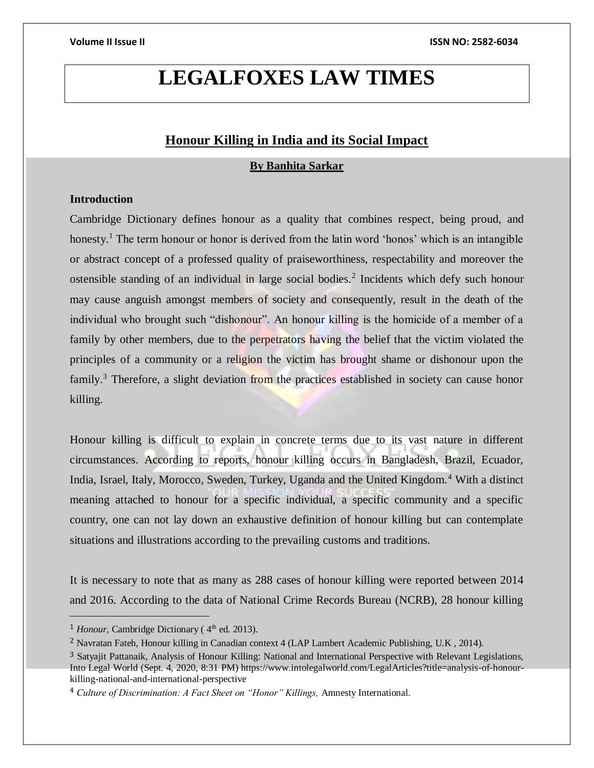# LEGALFOXES LAW TIMES

## Honour Killing in India and its Social Impact

**By Banhita Sarkar**

### Introduction

Cambridge Dictionary defines honour as a quality that combines respect, being proud, and honesty.[1] The term honour or honor is derived from the latin word 'honos' which is an intangible or abstract concept of a professed quality of praiseworthiness, respectability and moreover the ostensible standing of an individual in large social bodies.[2] Incidents which defy such honour may cause anguish amongst members of society and consequently, result in the death of the individual who brought such "dishonour". An honour killing is the homicide of a member of a family by other members, due to the perpetrators having the belief that the victim violated the principles of a community or a religion the victim has brought shame or dishonour upon the family.[3] Therefore, a slight deviation from the practices established in society can cause honor killing.

Honour killing is difficult to explain in concrete terms due to its vast nature in different circumstances. According to reports, honour killing occurs in Bangladesh, Brazil, Ecuador, India, Israel, Italy, Morocco, Sweden, Turkey, Uganda and the United Kingdom.[4] With a distinct meaning attached to honour for a specific individual, a specific community and a specific country, one can not lay down an exhaustive definition of honour killing but can contemplate situations and illustrations according to the prevailing customs and traditions.

It is necessary to note that as many as 288 cases of honour killing were reported between 2014 and 2016. According to the data of National Crime Records Bureau (NCRB), 28 honour killing

---

[1] *Honour,* Cambridge Dictionary ( 4th ed. 2013).

[2] Navratan Fateh, Honour killing in Canadian context 4 (LAP Lambert Academic Publishing, U.K , 2014).

[3] Satyajit Pattanaik, Analysis of Honour Killing: National and International Perspective with Relevant Legislations, Into Legal World (Sept. 4, 2020, 8:31 PM) https://www.intolegalworld.com/LegalArticles?title=analysis-of-honour-killing-national-and-international-perspective

[4] *Culture of Discrimination: A Fact Sheet on "Honor" Killings,* Amnesty International.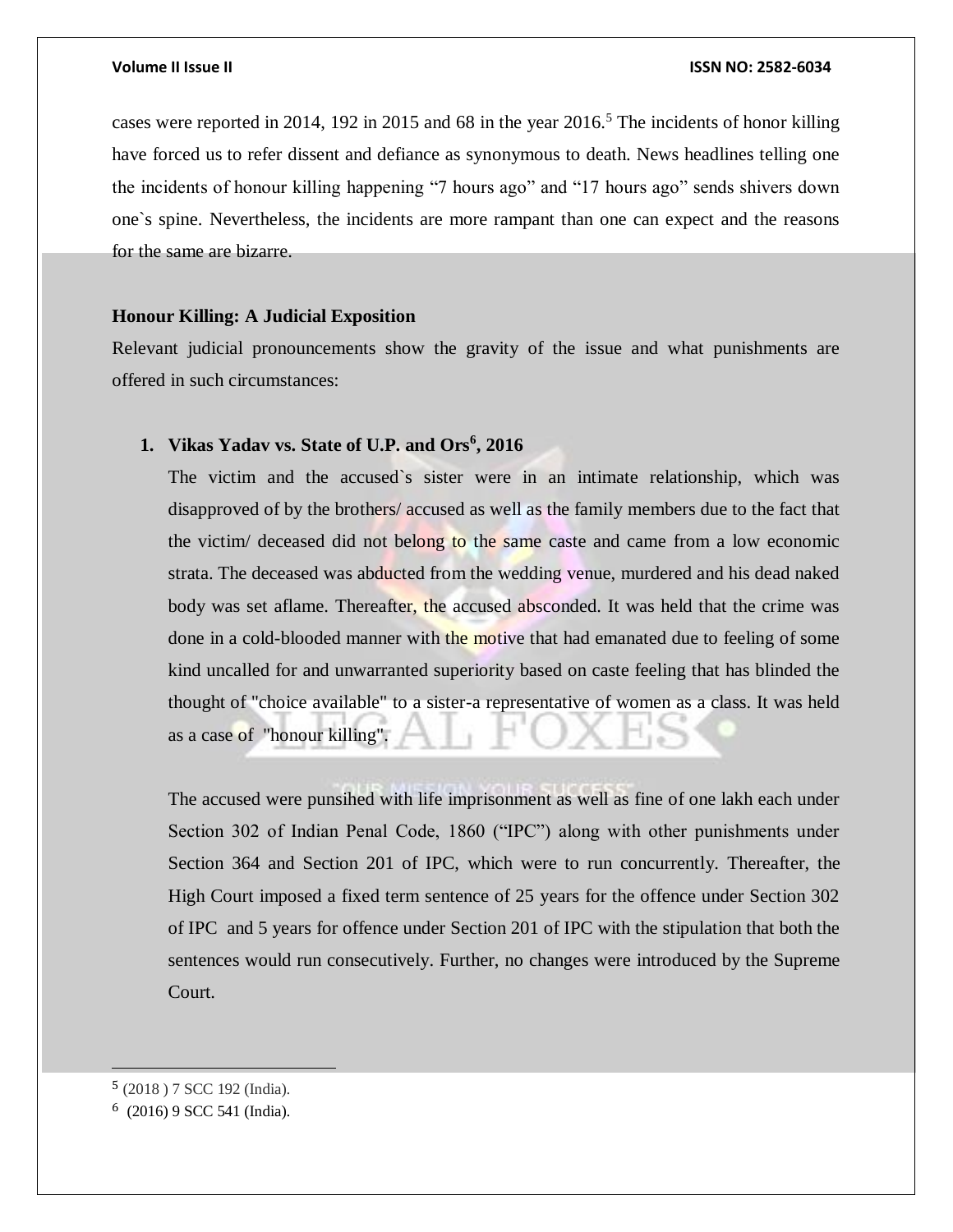cases were reported in 2014, 192 in 2015 and 68 in the year 2016.[5] The incidents of honor killing have forced us to refer dissent and defiance as synonymous to death. News headlines telling one the incidents of honour killing happening "7 hours ago" and "17 hours ago" sends shivers down one`s spine. Nevertheless, the incidents are more rampant than one can expect and the reasons for the same are bizarre.

**Honour Killing: A Judicial Exposition**

Relevant judicial pronouncements show the gravity of the issue and what punishments are offered in such circumstances:

1. **Vikas Yadav vs. State of U.P. and Ors[6], 2016**

   The victim and the accused`s sister were in an intimate relationship, which was disapproved of by the brothers/ accused as well as the family members due to the fact that the victim/ deceased did not belong to the same caste and came from a low economic strata. The deceased was abducted from the wedding venue, murdered and his dead naked body was set aflame. Thereafter, the accused absconded. It was held that the crime was done in a cold-blooded manner with the motive that had emanated due to feeling of some kind uncalled for and unwarranted superiority based on caste feeling that has blinded the thought of "choice available" to a sister-a representative of women as a class. It was held as a case of "honour killing".

   The accused were punsihed with life imprisonment as well as fine of one lakh each under Section 302 of Indian Penal Code, 1860 ("IPC") along with other punishments under Section 364 and Section 201 of IPC, which were to run concurrently. Thereafter, the High Court imposed a fixed term sentence of 25 years for the offence under Section 302 of IPC and 5 years for offence under Section 201 of IPC with the stipulation that both the sentences would run consecutively. Further, no changes were introduced by the Supreme Court.

---

[5] (2018 ) 7 SCC 192 (India).

[6] (2016) 9 SCC 541 (India).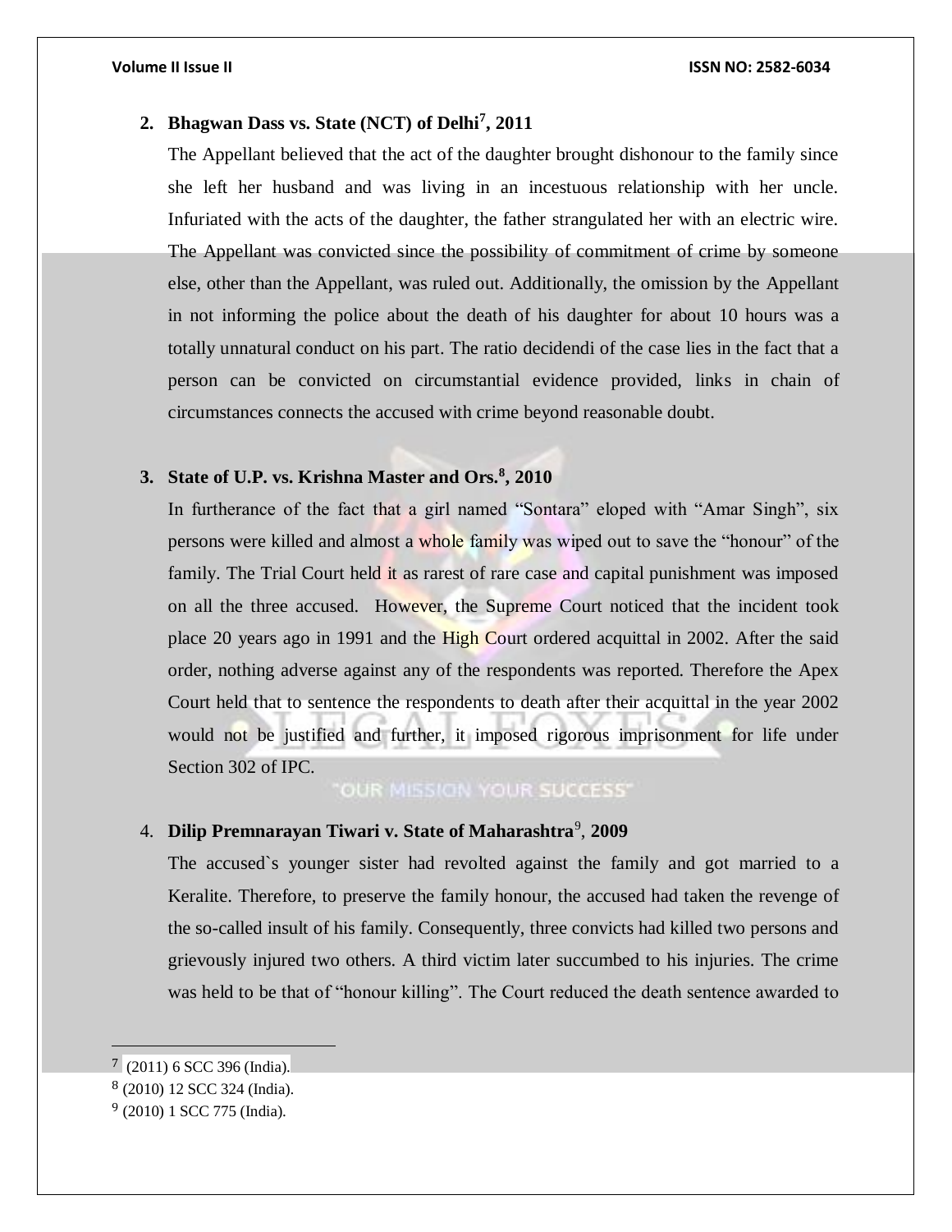2. **Bhagwan Dass vs. State (NCT) of Delhi[7], 2011**

   The Appellant believed that the act of the daughter brought dishonour to the family since she left her husband and was living in an incestuous relationship with her uncle. Infuriated with the acts of the daughter, the father strangulated her with an electric wire. The Appellant was convicted since the possibility of commitment of crime by someone else, other than the Appellant, was ruled out. Additionally, the omission by the Appellant in not informing the police about the death of his daughter for about 10 hours was a totally unnatural conduct on his part. The ratio decidendi of the case lies in the fact that a person can be convicted on circumstantial evidence provided, links in chain of circumstances connects the accused with crime beyond reasonable doubt.

3. **State of U.P. vs. Krishna Master and Ors.[8], 2010**

   In furtherance of the fact that a girl named "Sontara" eloped with "Amar Singh", six persons were killed and almost a whole family was wiped out to save the "honour" of the family. The Trial Court held it as rarest of rare case and capital punishment was imposed on all the three accused. However, the Supreme Court noticed that the incident took place 20 years ago in 1991 and the High Court ordered acquittal in 2002. After the said order, nothing adverse against any of the respondents was reported. Therefore the Apex Court held that to sentence the respondents to death after their acquittal in the year 2002 would not be justified and further, it imposed rigorous imprisonment for life under Section 302 of IPC.

4. **Dilip Premnarayan Tiwari v. State of Maharashtra[9], 2009**

   The accused`s younger sister had revolted against the family and got married to a Keralite. Therefore, to preserve the family honour, the accused had taken the revenge of the so-called insult of his family. Consequently, three convicts had killed two persons and grievously injured two others. A third victim later succumbed to his injuries. The crime was held to be that of "honour killing". The Court reduced the death sentence awarded to

---

[7] (2011) 6 SCC 396 (India).

[8] (2010) 12 SCC 324 (India).

[9] (2010) 1 SCC 775 (India).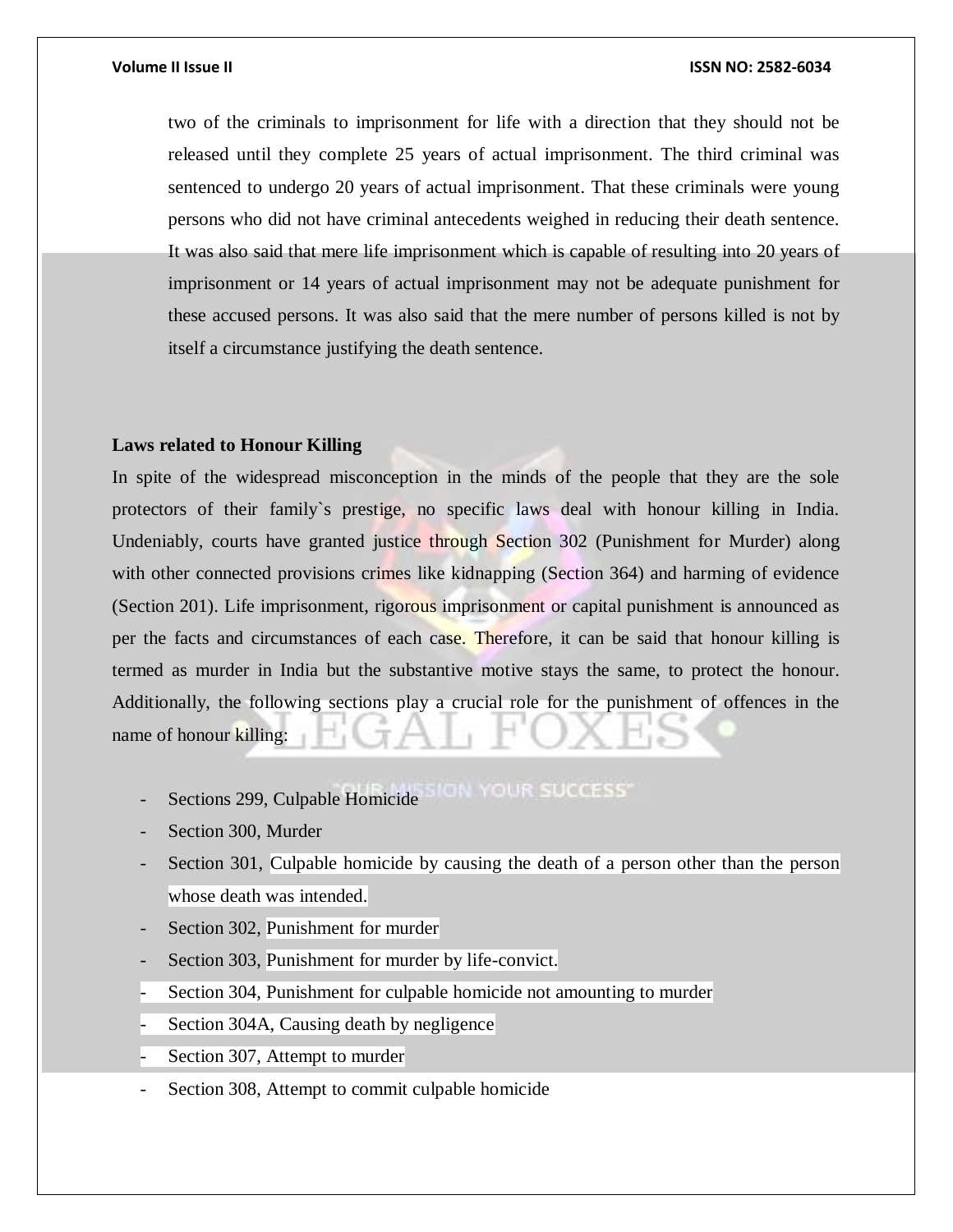two of the criminals to imprisonment for life with a direction that they should not be released until they complete 25 years of actual imprisonment. The third criminal was sentenced to undergo 20 years of actual imprisonment. That these criminals were young persons who did not have criminal antecedents weighed in reducing their death sentence. It was also said that mere life imprisonment which is capable of resulting into 20 years of imprisonment or 14 years of actual imprisonment may not be adequate punishment for these accused persons. It was also said that the mere number of persons killed is not by itself a circumstance justifying the death sentence.

**Laws related to Honour Killing**

In spite of the widespread misconception in the minds of the people that they are the sole protectors of their family`s prestige, no specific laws deal with honour killing in India. Undeniably, courts have granted justice through Section 302 (Punishment for Murder) along with other connected provisions crimes like kidnapping (Section 364) and harming of evidence (Section 201). Life imprisonment, rigorous imprisonment or capital punishment is announced as per the facts and circumstances of each case. Therefore, it can be said that honour killing is termed as murder in India but the substantive motive stays the same, to protect the honour. Additionally, the following sections play a crucial role for the punishment of offences in the name of honour killing:

- Sections 299, Culpable Homicide
- Section 300, Murder
- Section 301, Culpable homicide by causing the death of a person other than the person whose death was intended.
- Section 302, Punishment for murder
- Section 303, Punishment for murder by life-convict.
- Section 304, Punishment for culpable homicide not amounting to murder
- Section 304A, Causing death by negligence
- Section 307, Attempt to murder
- Section 308, Attempt to commit culpable homicide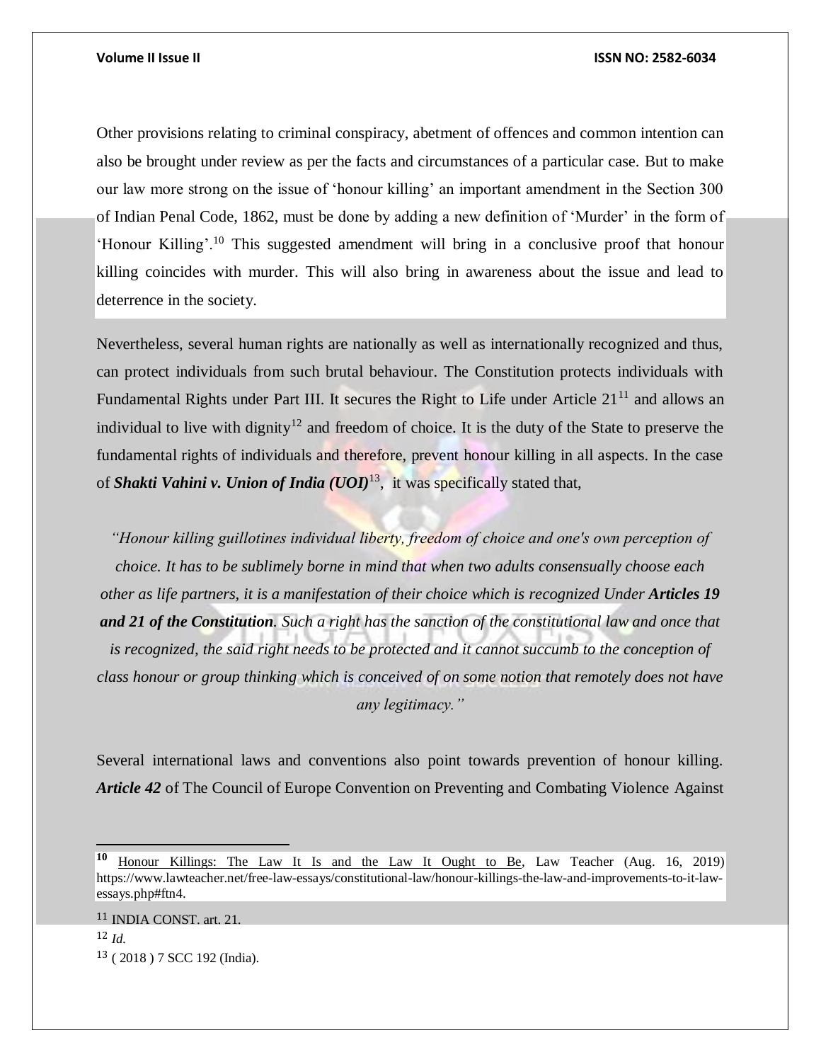Other provisions relating to criminal conspiracy, abetment of offences and common intention can also be brought under review as per the facts and circumstances of a particular case. But to make our law more strong on the issue of 'honour killing' an important amendment in the Section 300 of Indian Penal Code, 1862, must be done by adding a new definition of 'Murder' in the form of 'Honour Killing'.[10] This suggested amendment will bring in a conclusive proof that honour killing coincides with murder. This will also bring in awareness about the issue and lead to deterrence in the society.

Nevertheless, several human rights are nationally as well as internationally recognized and thus, can protect individuals from such brutal behaviour. The Constitution protects individuals with Fundamental Rights under Part III. It secures the Right to Life under Article 21[11] and allows an individual to live with dignity[12] and freedom of choice. It is the duty of the State to preserve the fundamental rights of individuals and therefore, prevent honour killing in all aspects. In the case of ***Shakti Vahini v. Union of India (UOI)***[13], it was specifically stated that,

> *"Honour killing guillotines individual liberty, freedom of choice and one's own perception of choice. It has to be sublimely borne in mind that when two adults consensually choose each other as life partners, it is a manifestation of their choice which is recognized Under **Articles 19 and 21 of the Constitution**. Such a right has the sanction of the constitutional law and once that is recognized, the said right needs to be protected and it cannot succumb to the conception of class honour or group thinking which is conceived of on some notion that remotely does not have any legitimacy."*

Several international laws and conventions also point towards prevention of honour killing. ***Article 42*** of The Council of Europe Convention on Preventing and Combating Violence Against

---

[10] Honour Killings: The Law It Is and the Law It Ought to Be, Law Teacher (Aug. 16, 2019) https://www.lawteacher.net/free-law-essays/constitutional-law/honour-killings-the-law-and-improvements-to-it-law-essays.php#ftn4.

[11] INDIA CONST. art. 21.

[12] *Id.*

[13] ( 2018 ) 7 SCC 192 (India).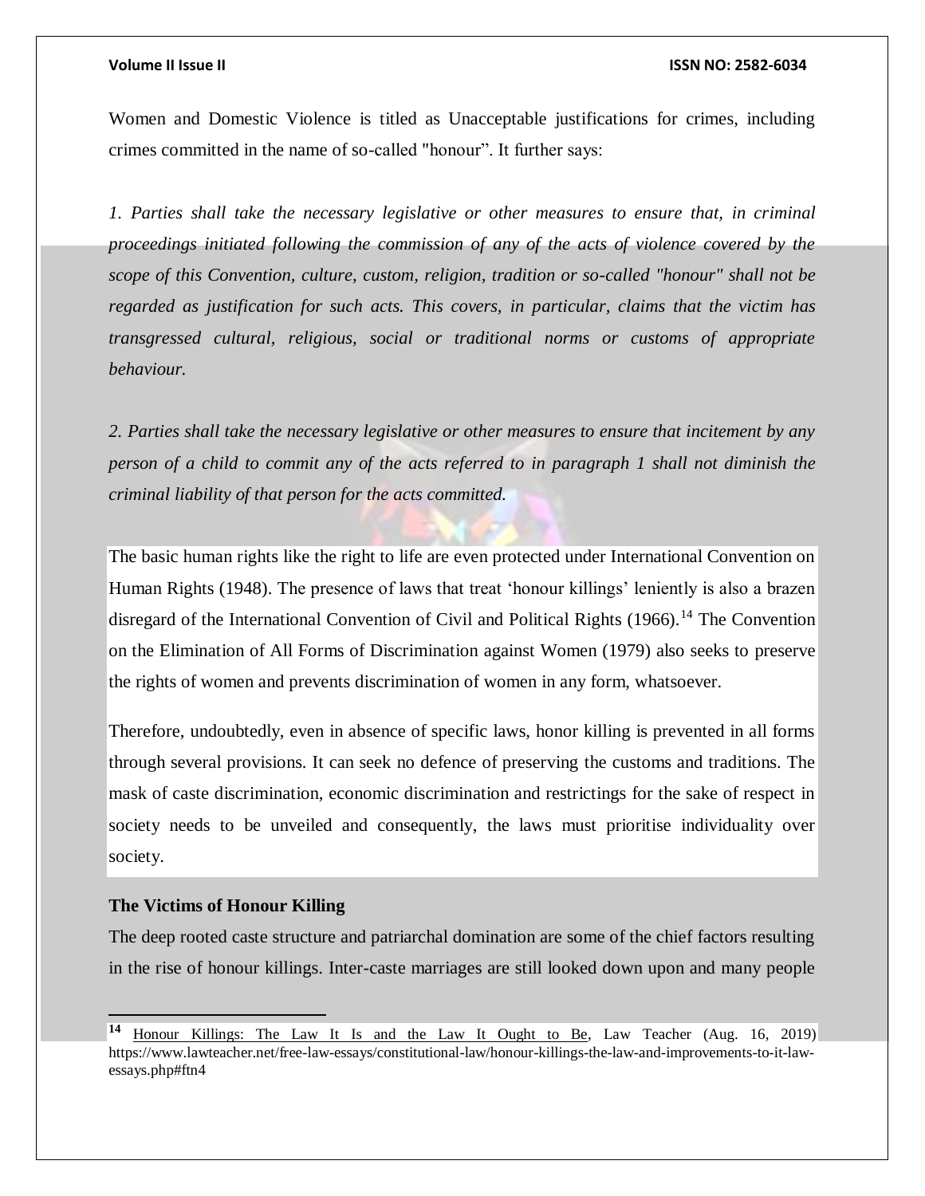Women and Domestic Violence is titled as Unacceptable justifications for crimes, including crimes committed in the name of so-called "honour". It further says:

*1. Parties shall take the necessary legislative or other measures to ensure that, in criminal proceedings initiated following the commission of any of the acts of violence covered by the scope of this Convention, culture, custom, religion, tradition or so-called "honour" shall not be regarded as justification for such acts. This covers, in particular, claims that the victim has transgressed cultural, religious, social or traditional norms or customs of appropriate behaviour.*

*2. Parties shall take the necessary legislative or other measures to ensure that incitement by any person of a child to commit any of the acts referred to in paragraph 1 shall not diminish the criminal liability of that person for the acts committed.*

The basic human rights like the right to life are even protected under International Convention on Human Rights (1948). The presence of laws that treat 'honour killings' leniently is also a brazen disregard of the International Convention of Civil and Political Rights (1966).[14] The Convention on the Elimination of All Forms of Discrimination against Women (1979) also seeks to preserve the rights of women and prevents discrimination of women in any form, whatsoever.

Therefore, undoubtedly, even in absence of specific laws, honor killing is prevented in all forms through several provisions. It can seek no defence of preserving the customs and traditions. The mask of caste discrimination, economic discrimination and restrictings for the sake of respect in society needs to be unveiled and consequently, the laws must prioritise individuality over society.

**The Victims of Honour Killing**

The deep rooted caste structure and patriarchal domination are some of the chief factors resulting in the rise of honour killings. Inter-caste marriages are still looked down upon and many people

---

[14] Honour Killings: The Law It Is and the Law It Ought to Be, Law Teacher (Aug. 16, 2019) https://www.lawteacher.net/free-law-essays/constitutional-law/honour-killings-the-law-and-improvements-to-it-law-essays.php#ftn4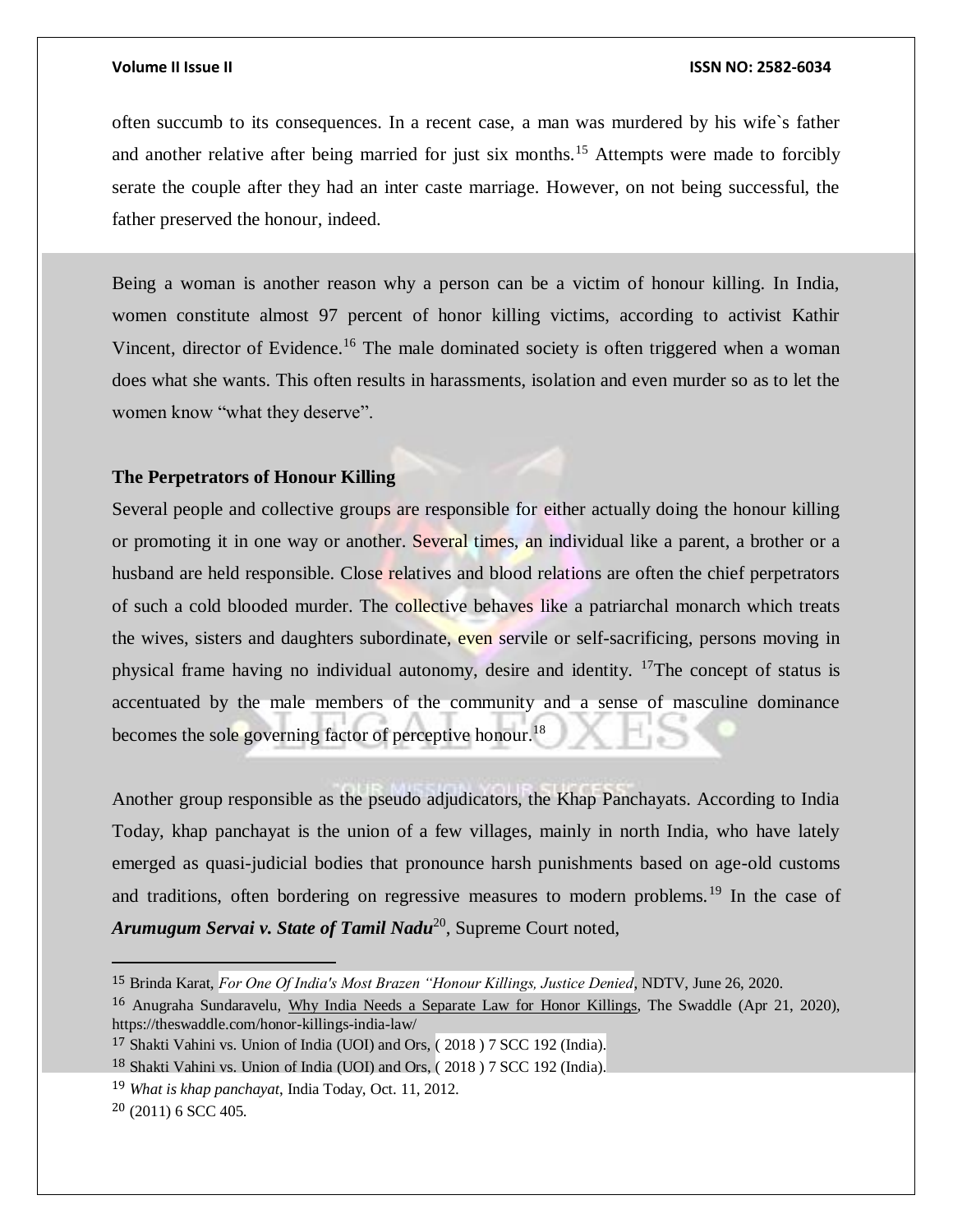often succumb to its consequences. In a recent case, a man was murdered by his wife`s father and another relative after being married for just six months.[15] Attempts were made to forcibly serate the couple after they had an inter caste marriage. However, on not being successful, the father preserved the honour, indeed.

Being a woman is another reason why a person can be a victim of honour killing. In India, women constitute almost 97 percent of honor killing victims, according to activist Kathir Vincent, director of Evidence.[16] The male dominated society is often triggered when a woman does what she wants. This often results in harassments, isolation and even murder so as to let the women know "what they deserve".

**The Perpetrators of Honour Killing**

Several people and collective groups are responsible for either actually doing the honour killing or promoting it in one way or another. Several times, an individual like a parent, a brother or a husband are held responsible. Close relatives and blood relations are often the chief perpetrators of such a cold blooded murder. The collective behaves like a patriarchal monarch which treats the wives, sisters and daughters subordinate, even servile or self-sacrificing, persons moving in physical frame having no individual autonomy, desire and identity. [17]The concept of status is accentuated by the male members of the community and a sense of masculine dominance becomes the sole governing factor of perceptive honour.[18]

Another group responsible as the pseudo adjudicators, the Khap Panchayats. According to India Today, khap panchayat is the union of a few villages, mainly in north India, who have lately emerged as quasi-judicial bodies that pronounce harsh punishments based on age-old customs and traditions, often bordering on regressive measures to modern problems.[19] In the case of ***Arumugum Servai v. State of Tamil Nadu***[20], Supreme Court noted,

---

[15] Brinda Karat, *For One Of India's Most Brazen "Honour Killings, Justice Denied*, NDTV, June 26, 2020.

[16] Anugraha Sundaravelu, Why India Needs a Separate Law for Honor Killings, The Swaddle (Apr 21, 2020), https://theswaddle.com/honor-killings-india-law/

[17] Shakti Vahini vs. Union of India (UOI) and Ors, ( 2018 ) 7 SCC 192 (India).

[18] Shakti Vahini vs. Union of India (UOI) and Ors, ( 2018 ) 7 SCC 192 (India).

[19] *What is khap panchayat*, India Today, Oct. 11, 2012.

[20] (2011) 6 SCC 405.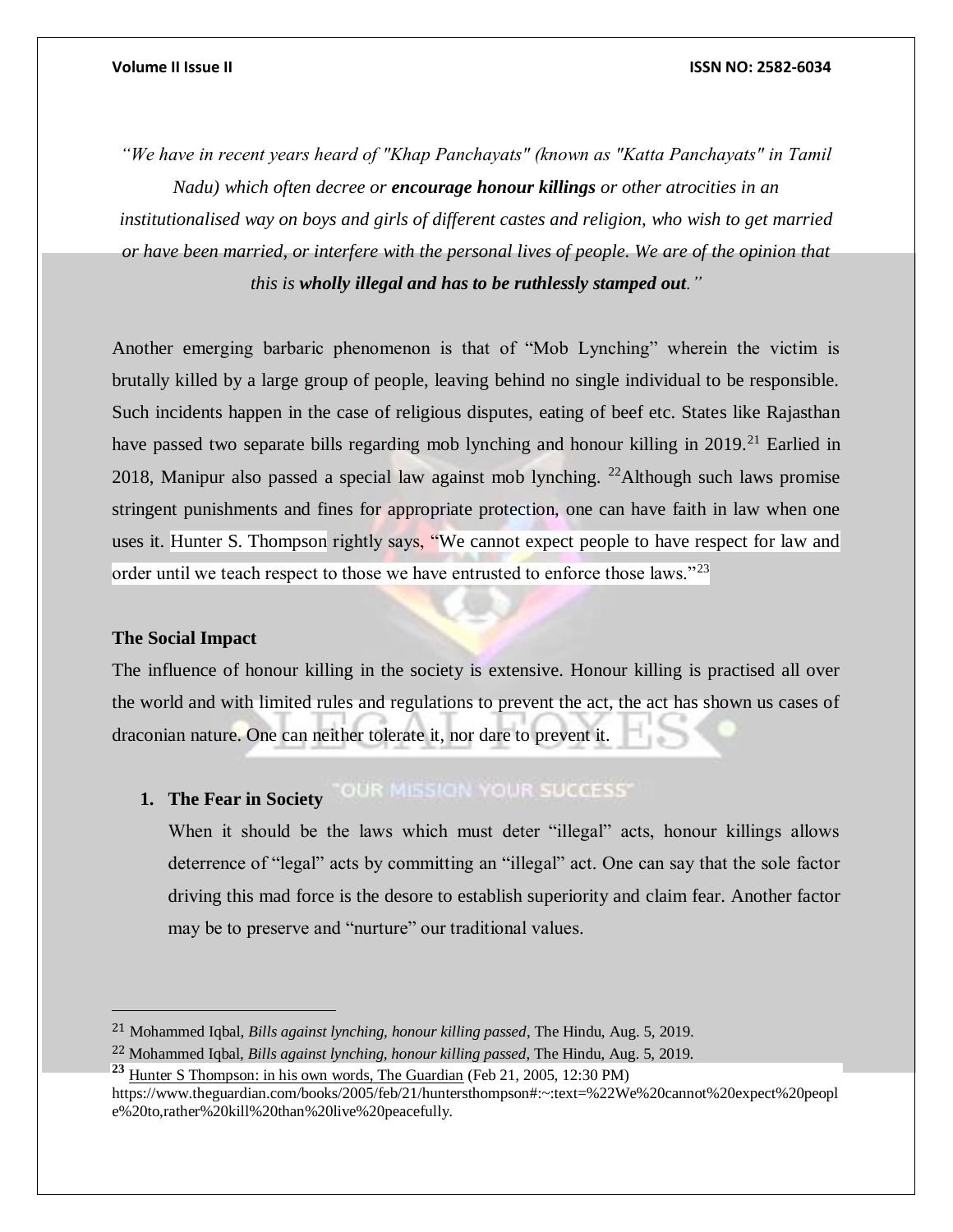*"We have in recent years heard of "Khap Panchayats" (known as "Katta Panchayats" in Tamil Nadu) which often decree or **encourage honour killings** or other atrocities in an institutionalised way on boys and girls of different castes and religion, who wish to get married or have been married, or interfere with the personal lives of people. We are of the opinion that this is **wholly illegal and has to be ruthlessly stamped out**."*

Another emerging barbaric phenomenon is that of "Mob Lynching" wherein the victim is brutally killed by a large group of people, leaving behind no single individual to be responsible. Such incidents happen in the case of religious disputes, eating of beef etc. States like Rajasthan have passed two separate bills regarding mob lynching and honour killing in 2019.[21] Earlied in 2018, Manipur also passed a special law against mob lynching. [22]Although such laws promise stringent punishments and fines for appropriate protection, one can have faith in law when one uses it. Hunter S. Thompson rightly says, "We cannot expect people to have respect for law and order until we teach respect to those we have entrusted to enforce those laws."[23]

**The Social Impact**

The influence of honour killing in the society is extensive. Honour killing is practised all over the world and with limited rules and regulations to prevent the act, the act has shown us cases of draconian nature. One can neither tolerate it, nor dare to prevent it.

1. **The Fear in Society**

   When it should be the laws which must deter "illegal" acts, honour killings allows deterrence of "legal" acts by committing an "illegal" act. One can say that the sole factor driving this mad force is the desore to establish superiority and claim fear. Another factor may be to preserve and "nurture" our traditional values.

---

[21] Mohammed Iqbal, *Bills against lynching, honour killing passed*, The Hindu, Aug. 5, 2019.

[22] Mohammed Iqbal, *Bills against lynching, honour killing passed*, The Hindu, Aug. 5, 2019.

[23] Hunter S Thompson: in his own words, The Guardian (Feb 21, 2005, 12:30 PM) https://www.theguardian.com/books/2005/feb/21/huntersthompson#:~:text=%22We%20cannot%20expect%20people%20to,rather%20kill%20than%20live%20peacefully.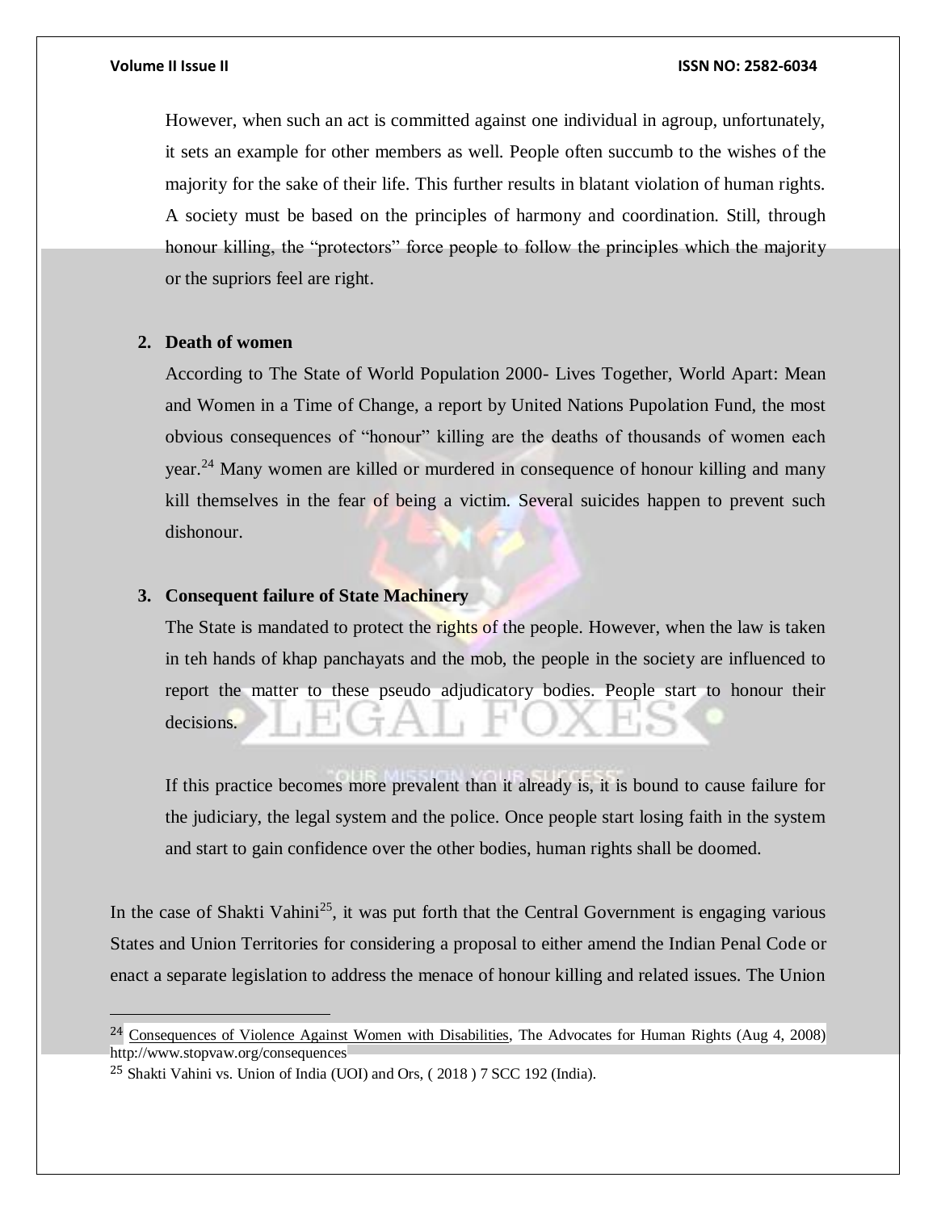However, when such an act is committed against one individual in agroup, unfortunately, it sets an example for other members as well. People often succumb to the wishes of the majority for the sake of their life. This further results in blatant violation of human rights. A society must be based on the principles of harmony and coordination. Still, through honour killing, the "protectors" force people to follow the principles which the majority or the supriors feel are right.

2. **Death of women**

   According to The State of World Population 2000- Lives Together, World Apart: Mean and Women in a Time of Change, a report by United Nations Pupolation Fund, the most obvious consequences of "honour" killing are the deaths of thousands of women each year.[24] Many women are killed or murdered in consequence of honour killing and many kill themselves in the fear of being a victim. Several suicides happen to prevent such dishonour.

3. **Consequent failure of State Machinery**

   The State is mandated to protect the rights of the people. However, when the law is taken in teh hands of khap panchayats and the mob, the people in the society are influenced to report the matter to these pseudo adjudicatory bodies. People start to honour their decisions.

   If this practice becomes more prevalent than it already is, it is bound to cause failure for the judiciary, the legal system and the police. Once people start losing faith in the system and start to gain confidence over the other bodies, human rights shall be doomed.

In the case of Shakti Vahini[25], it was put forth that the Central Government is engaging various States and Union Territories for considering a proposal to either amend the Indian Penal Code or enact a separate legislation to address the menace of honour killing and related issues. The Union

---

[24] Consequences of Violence Against Women with Disabilities, The Advocates for Human Rights (Aug 4, 2008) http://www.stopvaw.org/consequences

[25] Shakti Vahini vs. Union of India (UOI) and Ors, ( 2018 ) 7 SCC 192 (India).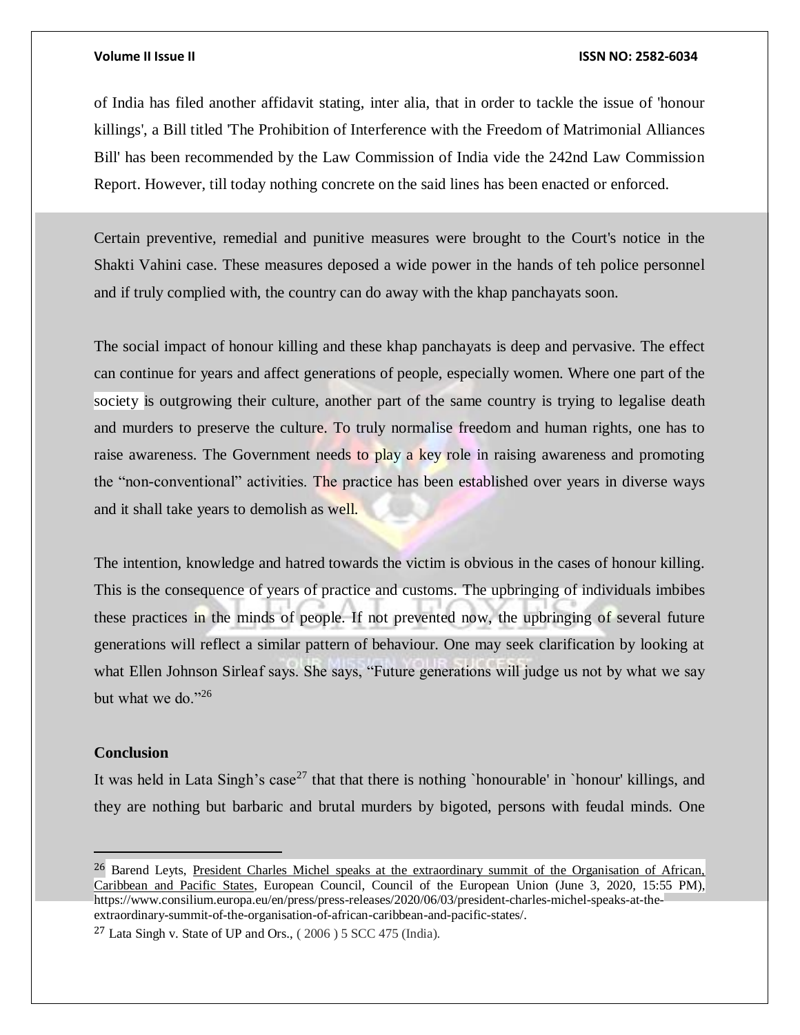of India has filed another affidavit stating, inter alia, that in order to tackle the issue of 'honour killings', a Bill titled 'The Prohibition of Interference with the Freedom of Matrimonial Alliances Bill' has been recommended by the Law Commission of India vide the 242nd Law Commission Report. However, till today nothing concrete on the said lines has been enacted or enforced.

Certain preventive, remedial and punitive measures were brought to the Court's notice in the Shakti Vahini case. These measures deposed a wide power in the hands of teh police personnel and if truly complied with, the country can do away with the khap panchayats soon.

The social impact of honour killing and these khap panchayats is deep and pervasive. The effect can continue for years and affect generations of people, especially women. Where one part of the society is outgrowing their culture, another part of the same country is trying to legalise death and murders to preserve the culture. To truly normalise freedom and human rights, one has to raise awareness. The Government needs to play a key role in raising awareness and promoting the "non-conventional" activities. The practice has been established over years in diverse ways and it shall take years to demolish as well.

The intention, knowledge and hatred towards the victim is obvious in the cases of honour killing. This is the consequence of years of practice and customs. The upbringing of individuals imbibes these practices in the minds of people. If not prevented now, the upbringing of several future generations will reflect a similar pattern of behaviour. One may seek clarification by looking at what Ellen Johnson Sirleaf says. She says, "Future generations will judge us not by what we say but what we do."[26]

### Conclusion

It was held in Lata Singh's case[27] that that there is nothing `honourable' in `honour' killings, and they are nothing but barbaric and brutal murders by bigoted, persons with feudal minds. One

---

[26] Barend Leyts, President Charles Michel speaks at the extraordinary summit of the Organisation of African, Caribbean and Pacific States, European Council, Council of the European Union (June 3, 2020, 15:55 PM), https://www.consilium.europa.eu/en/press/press-releases/2020/06/03/president-charles-michel-speaks-at-the-extraordinary-summit-of-the-organisation-of-african-caribbean-and-pacific-states/.

[27] Lata Singh v. State of UP and Ors., ( 2006 ) 5 SCC 475 (India).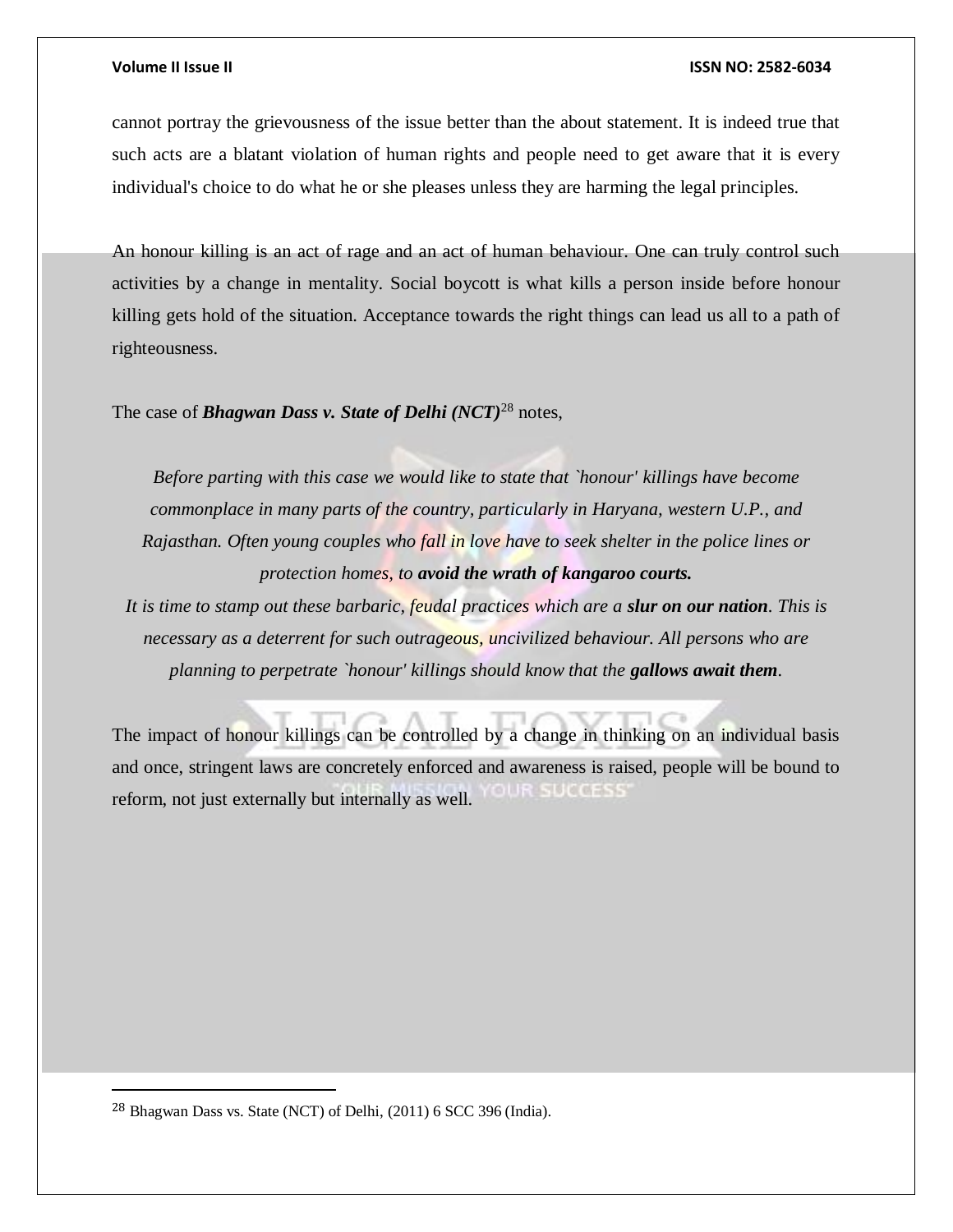cannot portray the grievousness of the issue better than the about statement. It is indeed true that such acts are a blatant violation of human rights and people need to get aware that it is every individual's choice to do what he or she pleases unless they are harming the legal principles.

An honour killing is an act of rage and an act of human behaviour. One can truly control such activities by a change in mentality. Social boycott is what kills a person inside before honour killing gets hold of the situation. Acceptance towards the right things can lead us all to a path of righteousness.

The case of ***Bhagwan Dass v. State of Delhi (NCT)***[28] notes,

> *Before parting with this case we would like to state that `honour' killings have become commonplace in many parts of the country, particularly in Haryana, western U.P., and Rajasthan. Often young couples who fall in love have to seek shelter in the police lines or protection homes, to* ***avoid the wrath of kangaroo courts.***
> *It is time to stamp out these barbaric, feudal practices which are a* ***slur on our nation****. This is necessary as a deterrent for such outrageous, uncivilized behaviour. All persons who are planning to perpetrate `honour' killings should know that the* ***gallows await them****.*

The impact of honour killings can be controlled by a change in thinking on an individual basis and once, stringent laws are concretely enforced and awareness is raised, people will be bound to reform, not just externally but internally as well.

---

[28] Bhagwan Dass vs. State (NCT) of Delhi, (2011) 6 SCC 396 (India).